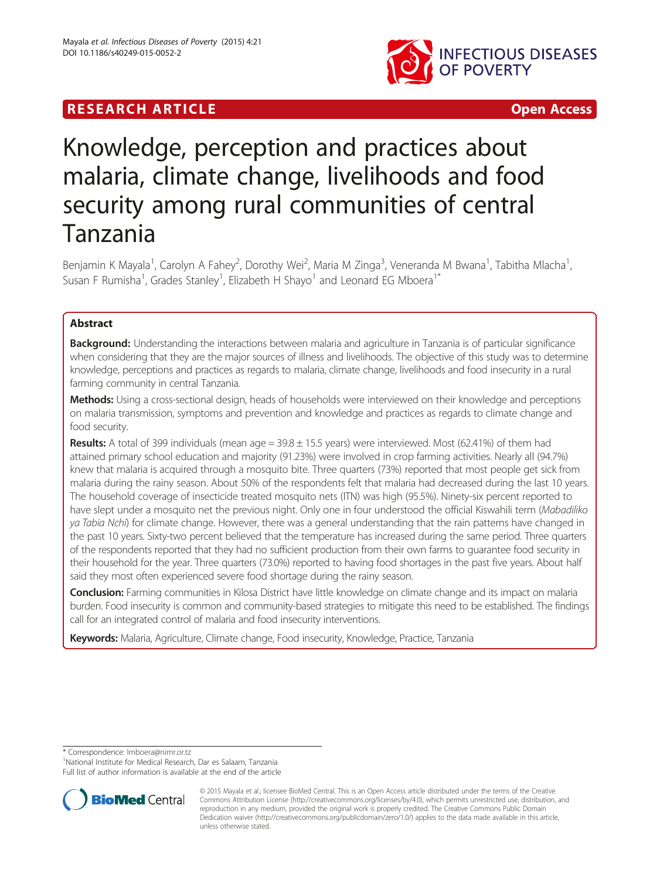RESEARCH ARTICLE Open Access

# Knowledge, perception and practices about malaria, climate change, livelihoods and food security among rural communities of central Tanzania

Benjamin K Mayala[1], Carolyn A Fahey[2], Dorothy Wei[2], Maria M Zinga[3], Veneranda M Bwana[1], Tabitha Mlacha[1], Susan F Rumisha[1], Grades Stanley[1], Elizabeth H Shayo[1] and Leonard EG Mboera[1*]

## Abstract

**Background:** Understanding the interactions between malaria and agriculture in Tanzania is of particular significance when considering that they are the major sources of illness and livelihoods. The objective of this study was to determine knowledge, perceptions and practices as regards to malaria, climate change, livelihoods and food insecurity in a rural farming community in central Tanzania.

**Methods:** Using a cross-sectional design, heads of households were interviewed on their knowledge and perceptions on malaria transmission, symptoms and prevention and knowledge and practices as regards to climate change and food security.

**Results:** A total of 399 individuals (mean age = 39.8 ± 15.5 years) were interviewed. Most (62.41%) of them had attained primary school education and majority (91.23%) were involved in crop farming activities. Nearly all (94.7%) knew that malaria is acquired through a mosquito bite. Three quarters (73%) reported that most people get sick from malaria during the rainy season. About 50% of the respondents felt that malaria had decreased during the last 10 years. The household coverage of insecticide treated mosquito nets (ITN) was high (95.5%). Ninety-six percent reported to have slept under a mosquito net the previous night. Only one in four understood the official Kiswahili term (*Mabadiliko ya Tabia Nchi*) for climate change. However, there was a general understanding that the rain patterns have changed in the past 10 years. Sixty-two percent believed that the temperature has increased during the same period. Three quarters of the respondents reported that they had no sufficient production from their own farms to guarantee food security in their household for the year. Three quarters (73.0%) reported to having food shortages in the past five years. About half said they most often experienced severe food shortage during the rainy season.

**Conclusion:** Farming communities in Kilosa District have little knowledge on climate change and its impact on malaria burden. Food insecurity is common and community-based strategies to mitigate this need to be established. The findings call for an integrated control of malaria and food insecurity interventions.

**Keywords:** Malaria, Agriculture, Climate change, Food insecurity, Knowledge, Practice, Tanzania

\* Correspondence: lmboera@nimr.or.tz
[1]National Institute for Medical Research, Dar es Salaam, Tanzania
Full list of author information is available at the end of the article

© 2015 Mayala et al.; licensee BioMed Central. This is an Open Access article distributed under the terms of the Creative Commons Attribution License (http://creativecommons.org/licenses/by/4.0), which permits unrestricted use, distribution, and reproduction in any medium, provided the original work is properly credited. The Creative Commons Public Domain Dedication waiver (http://creativecommons.org/publicdomain/zero/1.0/) applies to the data made available in this article, unless otherwise stated.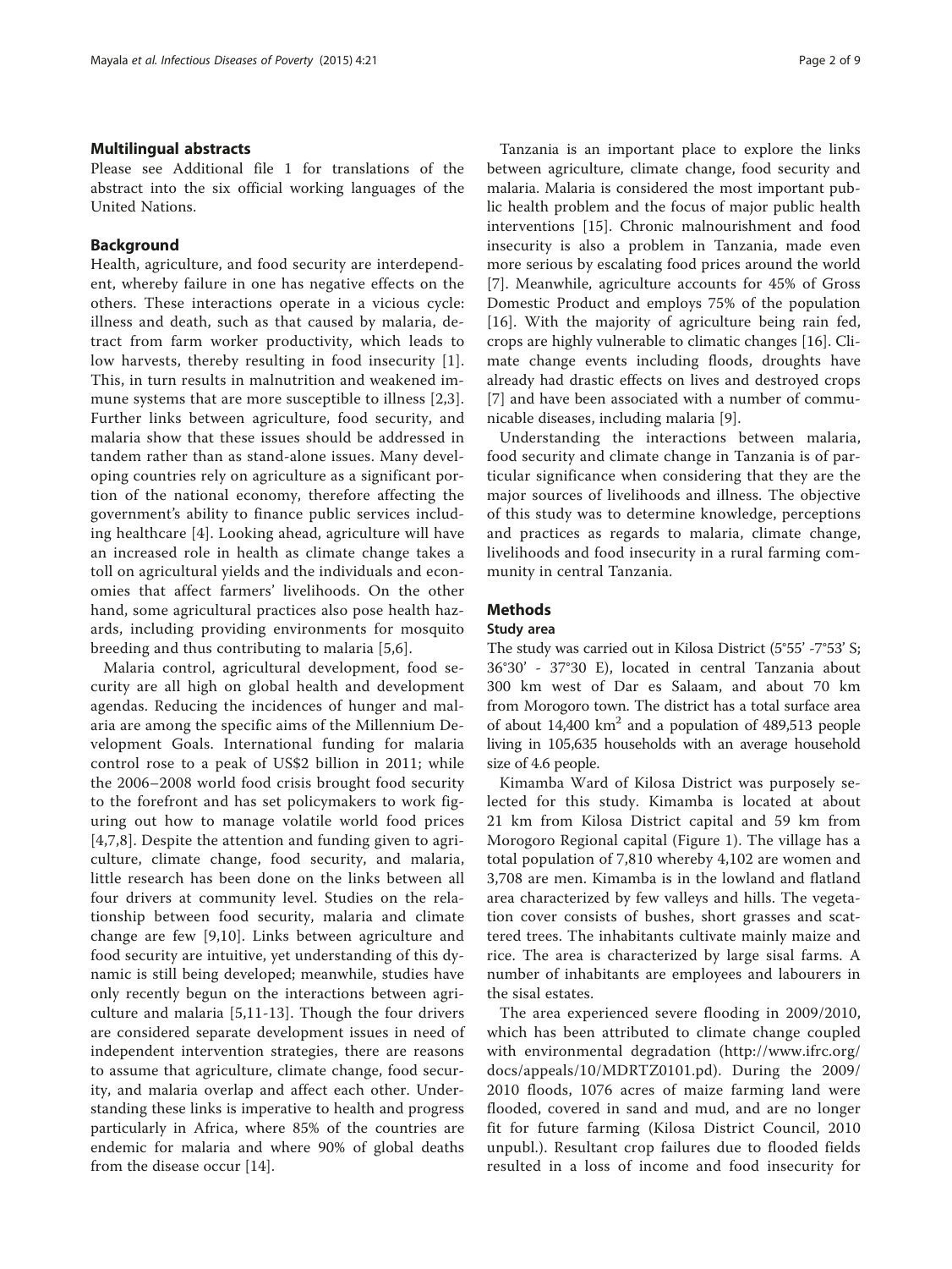## Multilingual abstracts

Please see Additional file 1 for translations of the abstract into the six official working languages of the United Nations.

## Background

Health, agriculture, and food security are interdependent, whereby failure in one has negative effects on the others. These interactions operate in a vicious cycle: illness and death, such as that caused by malaria, detract from farm worker productivity, which leads to low harvests, thereby resulting in food insecurity [1]. This, in turn results in malnutrition and weakened immune systems that are more susceptible to illness [2,3]. Further links between agriculture, food security, and malaria show that these issues should be addressed in tandem rather than as stand-alone issues. Many developing countries rely on agriculture as a significant portion of the national economy, therefore affecting the government's ability to finance public services including healthcare [4]. Looking ahead, agriculture will have an increased role in health as climate change takes a toll on agricultural yields and the individuals and economies that affect farmers' livelihoods. On the other hand, some agricultural practices also pose health hazards, including providing environments for mosquito breeding and thus contributing to malaria [5,6].

Malaria control, agricultural development, food security are all high on global health and development agendas. Reducing the incidences of hunger and malaria are among the specific aims of the Millennium Development Goals. International funding for malaria control rose to a peak of US$2 billion in 2011; while the 2006–2008 world food crisis brought food security to the forefront and has set policymakers to work figuring out how to manage volatile world food prices [4,7,8]. Despite the attention and funding given to agriculture, climate change, food security, and malaria, little research has been done on the links between all four drivers at community level. Studies on the relationship between food security, malaria and climate change are few [9,10]. Links between agriculture and food security are intuitive, yet understanding of this dynamic is still being developed; meanwhile, studies have only recently begun on the interactions between agriculture and malaria [5,11-13]. Though the four drivers are considered separate development issues in need of independent intervention strategies, there are reasons to assume that agriculture, climate change, food security, and malaria overlap and affect each other. Understanding these links is imperative to health and progress particularly in Africa, where 85% of the countries are endemic for malaria and where 90% of global deaths from the disease occur [14].

Tanzania is an important place to explore the links between agriculture, climate change, food security and malaria. Malaria is considered the most important public health problem and the focus of major public health interventions [15]. Chronic malnourishment and food insecurity is also a problem in Tanzania, made even more serious by escalating food prices around the world [7]. Meanwhile, agriculture accounts for 45% of Gross Domestic Product and employs 75% of the population [16]. With the majority of agriculture being rain fed, crops are highly vulnerable to climatic changes [16]. Climate change events including floods, droughts have already had drastic effects on lives and destroyed crops [7] and have been associated with a number of communicable diseases, including malaria [9].

Understanding the interactions between malaria, food security and climate change in Tanzania is of particular significance when considering that they are the major sources of livelihoods and illness. The objective of this study was to determine knowledge, perceptions and practices as regards to malaria, climate change, livelihoods and food insecurity in a rural farming community in central Tanzania.

## Methods

### Study area

The study was carried out in Kilosa District (5°55' -7°53' S; 36°30' - 37°30 E), located in central Tanzania about 300 km west of Dar es Salaam, and about 70 km from Morogoro town. The district has a total surface area of about 14,400 km$^2$ and a population of 489,513 people living in 105,635 households with an average household size of 4.6 people.

Kimamba Ward of Kilosa District was purposely selected for this study. Kimamba is located at about 21 km from Kilosa District capital and 59 km from Morogoro Regional capital (Figure 1). The village has a total population of 7,810 whereby 4,102 are women and 3,708 are men. Kimamba is in the lowland and flatland area characterized by few valleys and hills. The vegetation cover consists of bushes, short grasses and scattered trees. The inhabitants cultivate mainly maize and rice. The area is characterized by large sisal farms. A number of inhabitants are employees and labourers in the sisal estates.

The area experienced severe flooding in 2009/2010, which has been attributed to climate change coupled with environmental degradation (http://www.ifrc.org/docs/appeals/10/MDRTZ0101.pd). During the 2009/2010 floods, 1076 acres of maize farming land were flooded, covered in sand and mud, and are no longer fit for future farming (Kilosa District Council, 2010 unpubl.). Resultant crop failures due to flooded fields resulted in a loss of income and food insecurity for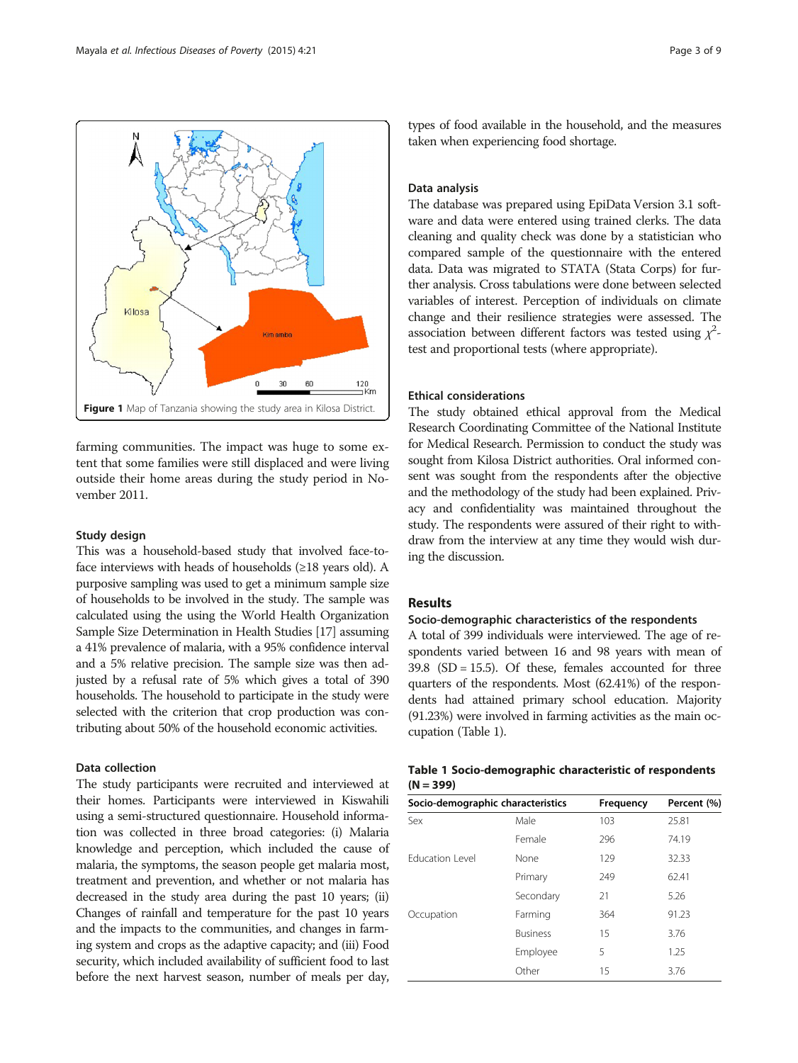Figure 1 Map of Tanzania showing the study area in Kilosa District.

farming communities. The impact was huge to some extent that some families were still displaced and were living outside their home areas during the study period in November 2011.

### Study design

This was a household-based study that involved face-to-face interviews with heads of households (≥18 years old). A purposive sampling was used to get a minimum sample size of households to be involved in the study. The sample was calculated using the using the World Health Organization Sample Size Determination in Health Studies [17] assuming a 41% prevalence of malaria, with a 95% confidence interval and a 5% relative precision. The sample size was then adjusted by a refusal rate of 5% which gives a total of 390 households. The household to participate in the study were selected with the criterion that crop production was contributing about 50% of the household economic activities.

### Data collection

The study participants were recruited and interviewed at their homes. Participants were interviewed in Kiswahili using a semi-structured questionnaire. Household information was collected in three broad categories: (i) Malaria knowledge and perception, which included the cause of malaria, the symptoms, the season people get malaria most, treatment and prevention, and whether or not malaria has decreased in the study area during the past 10 years; (ii) Changes of rainfall and temperature for the past 10 years and the impacts to the communities, and changes in farming system and crops as the adaptive capacity; and (iii) Food security, which included availability of sufficient food to last before the next harvest season, number of meals per day, types of food available in the household, and the measures taken when experiencing food shortage.

### Data analysis

The database was prepared using EpiData Version 3.1 software and data were entered using trained clerks. The data cleaning and quality check was done by a statistician who compared sample of the questionnaire with the entered data. Data was migrated to STATA (Stata Corps) for further analysis. Cross tabulations were done between selected variables of interest. Perception of individuals on climate change and their resilience strategies were assessed. The association between different factors was tested using $\chi^2$-test and proportional tests (where appropriate).

### Ethical considerations

The study obtained ethical approval from the Medical Research Coordinating Committee of the National Institute for Medical Research. Permission to conduct the study was sought from Kilosa District authorities. Oral informed consent was sought from the respondents after the objective and the methodology of the study had been explained. Privacy and confidentiality was maintained throughout the study. The respondents were assured of their right to withdraw from the interview at any time they would wish during the discussion.

## Results

### Socio-demographic characteristics of the respondents

A total of 399 individuals were interviewed. The age of respondents varied between 16 and 98 years with mean of 39.8 (SD = 15.5). Of these, females accounted for three quarters of the respondents. Most (62.41%) of the respondents had attained primary school education. Majority (91.23%) were involved in farming activities as the main occupation (Table 1).

**Table 1 Socio-demographic characteristic of respondents (N = 399)**

| Socio-demographic characteristics | | Frequency | Percent (%) |
|---|---|---|---|
| Sex | Male | 103 | 25.81 |
| | Female | 296 | 74.19 |
| Education Level | None | 129 | 32.33 |
| | Primary | 249 | 62.41 |
| | Secondary | 21 | 5.26 |
| Occupation | Farming | 364 | 91.23 |
| | Business | 15 | 3.76 |
| | Employee | 5 | 1.25 |
| | Other | 15 | 3.76 |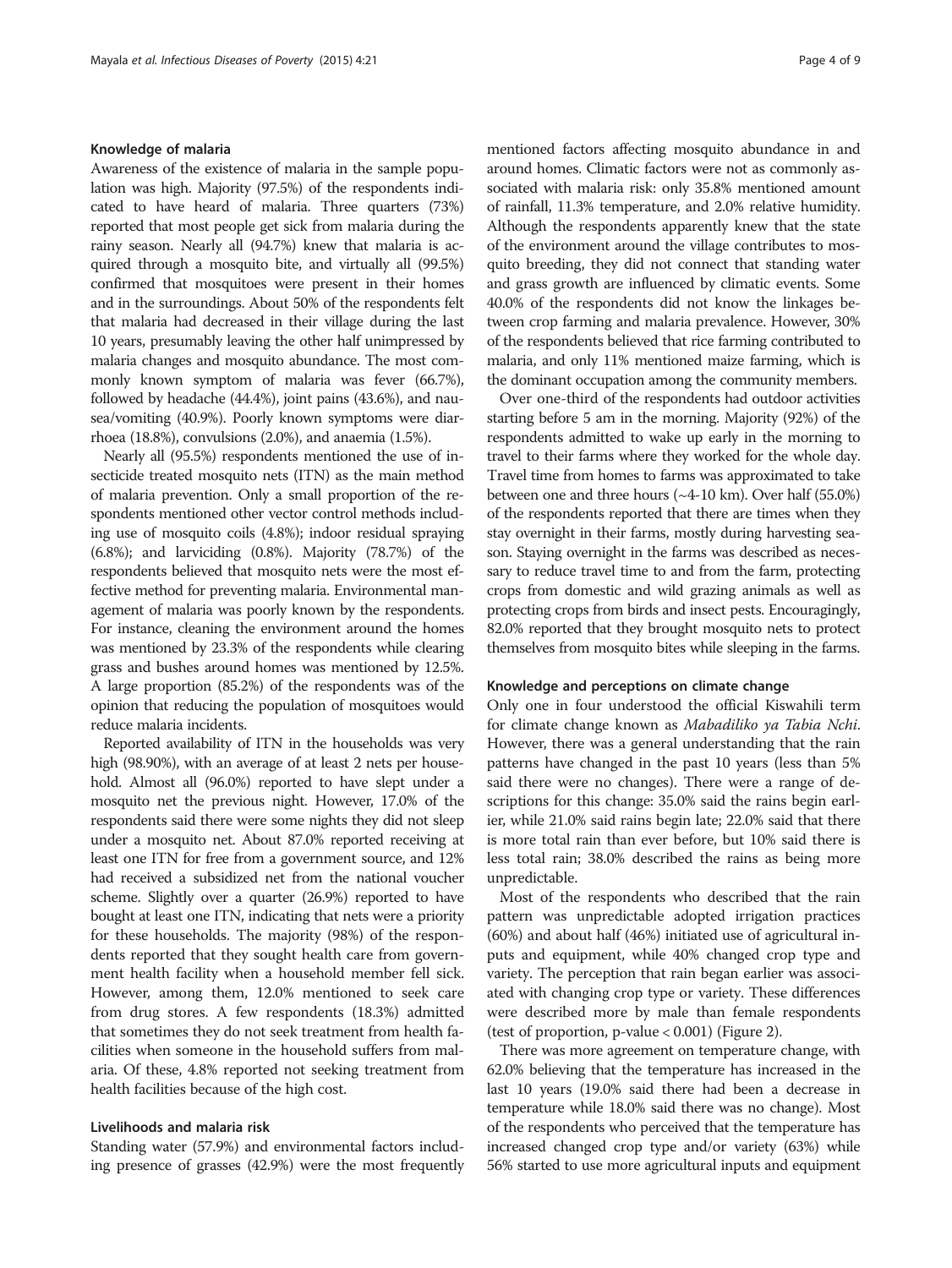### Knowledge of malaria

Awareness of the existence of malaria in the sample population was high. Majority (97.5%) of the respondents indicated to have heard of malaria. Three quarters (73%) reported that most people get sick from malaria during the rainy season. Nearly all (94.7%) knew that malaria is acquired through a mosquito bite, and virtually all (99.5%) confirmed that mosquitoes were present in their homes and in the surroundings. About 50% of the respondents felt that malaria had decreased in their village during the last 10 years, presumably leaving the other half unimpressed by malaria changes and mosquito abundance. The most commonly known symptom of malaria was fever (66.7%), followed by headache (44.4%), joint pains (43.6%), and nausea/vomiting (40.9%). Poorly known symptoms were diarrhoea (18.8%), convulsions (2.0%), and anaemia (1.5%).

Nearly all (95.5%) respondents mentioned the use of insecticide treated mosquito nets (ITN) as the main method of malaria prevention. Only a small proportion of the respondents mentioned other vector control methods including use of mosquito coils (4.8%); indoor residual spraying (6.8%); and larviciding (0.8%). Majority (78.7%) of the respondents believed that mosquito nets were the most effective method for preventing malaria. Environmental management of malaria was poorly known by the respondents. For instance, cleaning the environment around the homes was mentioned by 23.3% of the respondents while clearing grass and bushes around homes was mentioned by 12.5%. A large proportion (85.2%) of the respondents was of the opinion that reducing the population of mosquitoes would reduce malaria incidents.

Reported availability of ITN in the households was very high (98.90%), with an average of at least 2 nets per household. Almost all (96.0%) reported to have slept under a mosquito net the previous night. However, 17.0% of the respondents said there were some nights they did not sleep under a mosquito net. About 87.0% reported receiving at least one ITN for free from a government source, and 12% had received a subsidized net from the national voucher scheme. Slightly over a quarter (26.9%) reported to have bought at least one ITN, indicating that nets were a priority for these households. The majority (98%) of the respondents reported that they sought health care from government health facility when a household member fell sick. However, among them, 12.0% mentioned to seek care from drug stores. A few respondents (18.3%) admitted that sometimes they do not seek treatment from health facilities when someone in the household suffers from malaria. Of these, 4.8% reported not seeking treatment from health facilities because of the high cost.

### Livelihoods and malaria risk

Standing water (57.9%) and environmental factors including presence of grasses (42.9%) were the most frequently mentioned factors affecting mosquito abundance in and around homes. Climatic factors were not as commonly associated with malaria risk: only 35.8% mentioned amount of rainfall, 11.3% temperature, and 2.0% relative humidity. Although the respondents apparently knew that the state of the environment around the village contributes to mosquito breeding, they did not connect that standing water and grass growth are influenced by climatic events. Some 40.0% of the respondents did not know the linkages between crop farming and malaria prevalence. However, 30% of the respondents believed that rice farming contributed to malaria, and only 11% mentioned maize farming, which is the dominant occupation among the community members.

Over one-third of the respondents had outdoor activities starting before 5 am in the morning. Majority (92%) of the respondents admitted to wake up early in the morning to travel to their farms where they worked for the whole day. Travel time from homes to farms was approximated to take between one and three hours (~4-10 km). Over half (55.0%) of the respondents reported that there are times when they stay overnight in their farms, mostly during harvesting season. Staying overnight in the farms was described as necessary to reduce travel time to and from the farm, protecting crops from domestic and wild grazing animals as well as protecting crops from birds and insect pests. Encouragingly, 82.0% reported that they brought mosquito nets to protect themselves from mosquito bites while sleeping in the farms.

### Knowledge and perceptions on climate change

Only one in four understood the official Kiswahili term for climate change known as *Mabadiliko ya Tabia Nchi*. However, there was a general understanding that the rain patterns have changed in the past 10 years (less than 5% said there were no changes). There were a range of descriptions for this change: 35.0% said the rains begin earlier, while 21.0% said rains begin late; 22.0% said that there is more total rain than ever before, but 10% said there is less total rain; 38.0% described the rains as being more unpredictable.

Most of the respondents who described that the rain pattern was unpredictable adopted irrigation practices (60%) and about half (46%) initiated use of agricultural inputs and equipment, while 40% changed crop type and variety. The perception that rain began earlier was associated with changing crop type or variety. These differences were described more by male than female respondents (test of proportion, p-value $< 0.001$) (Figure 2).

There was more agreement on temperature change, with 62.0% believing that the temperature has increased in the last 10 years (19.0% said there had been a decrease in temperature while 18.0% said there was no change). Most of the respondents who perceived that the temperature has increased changed crop type and/or variety (63%) while 56% started to use more agricultural inputs and equipment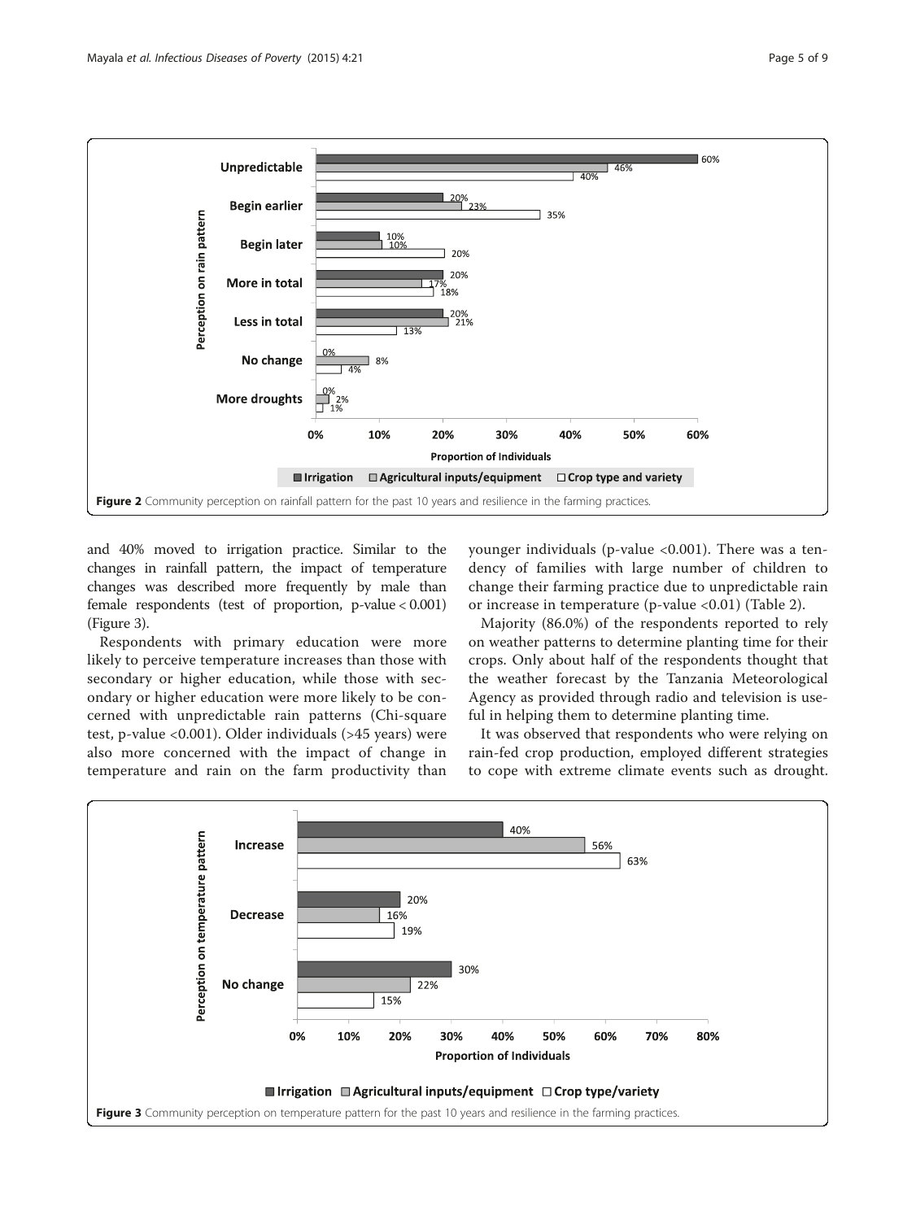Figure 2 Community perception on rainfall pattern for the past 10 years and resilience in the farming practices.

and 40% moved to irrigation practice. Similar to the changes in rainfall pattern, the impact of temperature changes was described more frequently by male than female respondents (test of proportion, p-value < 0.001) (Figure 3).

Respondents with primary education were more likely to perceive temperature increases than those with secondary or higher education, while those with secondary or higher education were more likely to be concerned with unpredictable rain patterns (Chi-square test, p-value <0.001). Older individuals (>45 years) were also more concerned with the impact of change in temperature and rain on the farm productivity than younger individuals (p-value <0.001). There was a tendency of families with large number of children to change their farming practice due to unpredictable rain or increase in temperature (p-value <0.01) (Table 2).

Majority (86.0%) of the respondents reported to rely on weather patterns to determine planting time for their crops. Only about half of the respondents thought that the weather forecast by the Tanzania Meteorological Agency as provided through radio and television is useful in helping them to determine planting time.

It was observed that respondents who were relying on rain-fed crop production, employed different strategies to cope with extreme climate events such as drought.

Figure 3 Community perception on temperature pattern for the past 10 years and resilience in the farming practices.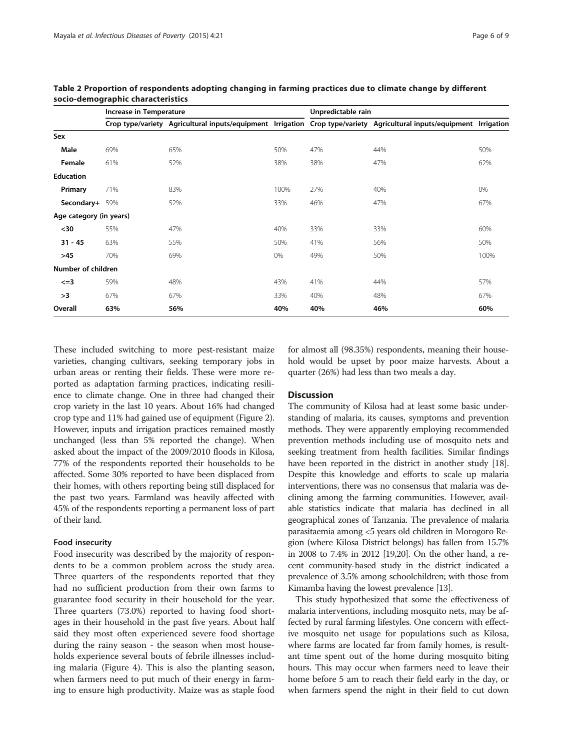**Table 2 Proportion of respondents adopting changing in farming practices due to climate change by different socio-demographic characteristics**

| | Increase in Temperature | | | Unpredictable rain | | |
|---|---|---|---|---|---|---|
| | Crop type/variety | Agricultural inputs/equipment | Irrigation | Crop type/variety | Agricultural inputs/equipment | Irrigation |
| **Sex** | | | | | | |
| **Male** | 69% | 65% | 50% | 47% | 44% | 50% |
| **Female** | 61% | 52% | 38% | 38% | 47% | 62% |
| **Education** | | | | | | |
| **Primary** | 71% | 83% | 100% | 27% | 40% | 0% |
| **Secondary+** | 59% | 52% | 33% | 46% | 47% | 67% |
| **Age category (in years)** | | | | | | |
| **<30** | 55% | 47% | 40% | 33% | 33% | 60% |
| **31 - 45** | 63% | 55% | 50% | 41% | 56% | 50% |
| **>45** | 70% | 69% | 0% | 49% | 50% | 100% |
| **Number of children** | | | | | | |
| **<=3** | 59% | 48% | 43% | 41% | 44% | 57% |
| **>3** | 67% | 67% | 33% | 40% | 48% | 67% |
| **Overall** | **63%** | **56%** | **40%** | **40%** | **46%** | **60%** |

These included switching to more pest-resistant maize varieties, changing cultivars, seeking temporary jobs in urban areas or renting their fields. These were more reported as adaptation farming practices, indicating resilience to climate change. One in three had changed their crop variety in the last 10 years. About 16% had changed crop type and 11% had gained use of equipment (Figure 2). However, inputs and irrigation practices remained mostly unchanged (less than 5% reported the change). When asked about the impact of the 2009/2010 floods in Kilosa, 77% of the respondents reported their households to be affected. Some 30% reported to have been displaced from their homes, with others reporting being still displaced for the past two years. Farmland was heavily affected with 45% of the respondents reporting a permanent loss of part of their land.

### Food insecurity

Food insecurity was described by the majority of respondents to be a common problem across the study area. Three quarters of the respondents reported that they had no sufficient production from their own farms to guarantee food security in their household for the year. Three quarters (73.0%) reported to having food shortages in their household in the past five years. About half said they most often experienced severe food shortage during the rainy season - the season when most households experience several bouts of febrile illnesses including malaria (Figure 4). This is also the planting season, when farmers need to put much of their energy in farming to ensure high productivity. Maize was as staple food for almost all (98.35%) respondents, meaning their household would be upset by poor maize harvests. About a quarter (26%) had less than two meals a day.

## Discussion

The community of Kilosa had at least some basic understanding of malaria, its causes, symptoms and prevention methods. They were apparently employing recommended prevention methods including use of mosquito nets and seeking treatment from health facilities. Similar findings have been reported in the district in another study [18]. Despite this knowledge and efforts to scale up malaria interventions, there was no consensus that malaria was declining among the farming communities. However, available statistics indicate that malaria has declined in all geographical zones of Tanzania. The prevalence of malaria parasitaemia among <5 years old children in Morogoro Region (where Kilosa District belongs) has fallen from 15.7% in 2008 to 7.4% in 2012 [19,20]. On the other hand, a recent community-based study in the district indicated a prevalence of 3.5% among schoolchildren; with those from Kimamba having the lowest prevalence [13].

This study hypothesized that some the effectiveness of malaria interventions, including mosquito nets, may be affected by rural farming lifestyles. One concern with effective mosquito net usage for populations such as Kilosa, where farms are located far from family homes, is resultant time spent out of the home during mosquito biting hours. This may occur when farmers need to leave their home before 5 am to reach their field early in the day, or when farmers spend the night in their field to cut down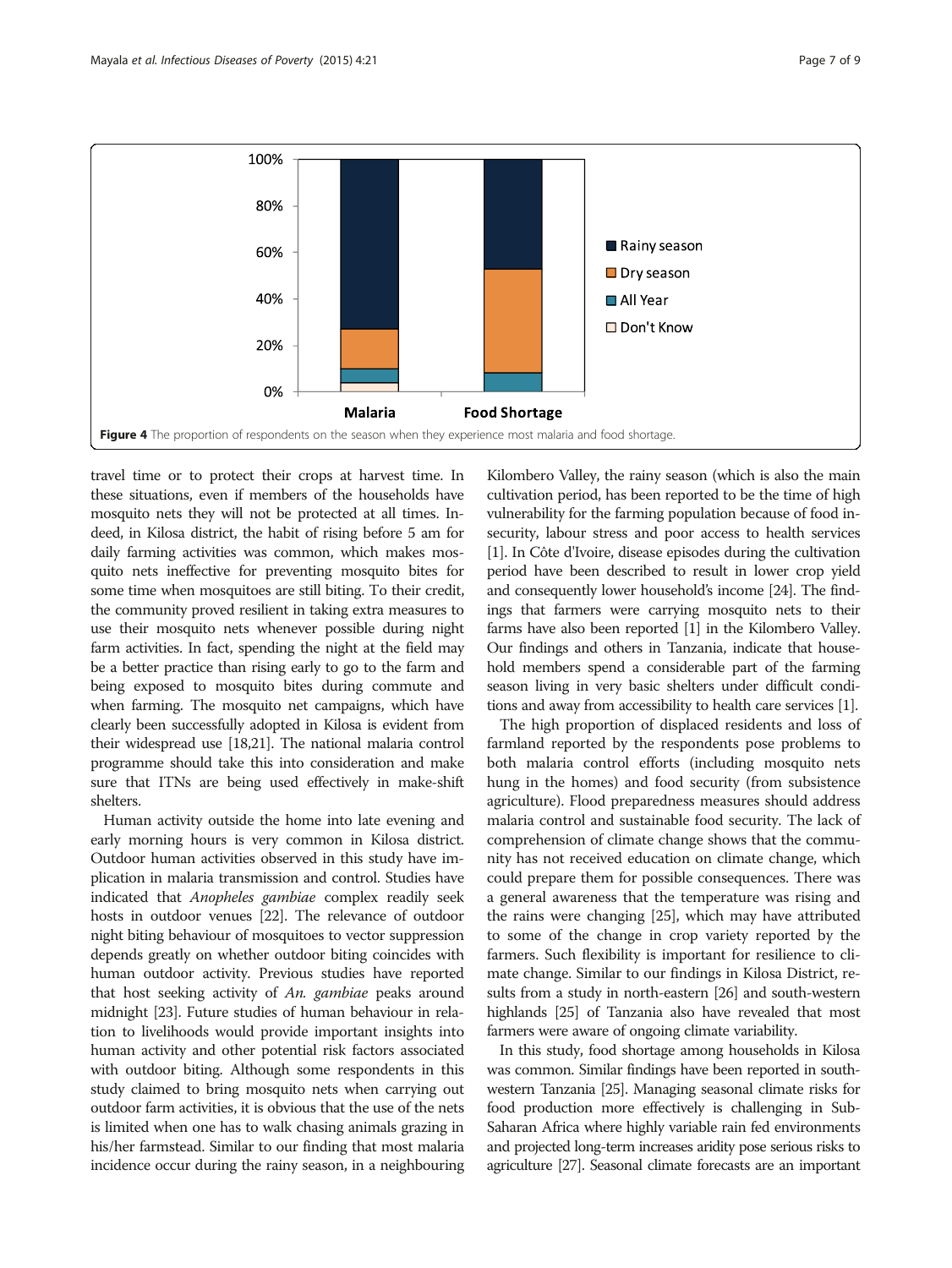Figure 4 The proportion of respondents on the season when they experience most malaria and food shortage.

travel time or to protect their crops at harvest time. In these situations, even if members of the households have mosquito nets they will not be protected at all times. Indeed, in Kilosa district, the habit of rising before 5 am for daily farming activities was common, which makes mosquito nets ineffective for preventing mosquito bites for some time when mosquitoes are still biting. To their credit, the community proved resilient in taking extra measures to use their mosquito nets whenever possible during night farm activities. In fact, spending the night at the field may be a better practice than rising early to go to the farm and being exposed to mosquito bites during commute and when farming. The mosquito net campaigns, which have clearly been successfully adopted in Kilosa is evident from their widespread use [18,21]. The national malaria control programme should take this into consideration and make sure that ITNs are being used effectively in make-shift shelters.

Human activity outside the home into late evening and early morning hours is very common in Kilosa district. Outdoor human activities observed in this study have implication in malaria transmission and control. Studies have indicated that *Anopheles gambiae* complex readily seek hosts in outdoor venues [22]. The relevance of outdoor night biting behaviour of mosquitoes to vector suppression depends greatly on whether outdoor biting coincides with human outdoor activity. Previous studies have reported that host seeking activity of *An. gambiae* peaks around midnight [23]. Future studies of human behaviour in relation to livelihoods would provide important insights into human activity and other potential risk factors associated with outdoor biting. Although some respondents in this study claimed to bring mosquito nets when carrying out outdoor farm activities, it is obvious that the use of the nets is limited when one has to walk chasing animals grazing in his/her farmstead. Similar to our finding that most malaria incidence occur during the rainy season, in a neighbouring Kilombero Valley, the rainy season (which is also the main cultivation period, has been reported to be the time of high vulnerability for the farming population because of food insecurity, labour stress and poor access to health services [1]. In Côte d'Ivoire, disease episodes during the cultivation period have been described to result in lower crop yield and consequently lower household's income [24]. The findings that farmers were carrying mosquito nets to their farms have also been reported [1] in the Kilombero Valley. Our findings and others in Tanzania, indicate that household members spend a considerable part of the farming season living in very basic shelters under difficult conditions and away from accessibility to health care services [1].

The high proportion of displaced residents and loss of farmland reported by the respondents pose problems to both malaria control efforts (including mosquito nets hung in the homes) and food security (from subsistence agriculture). Flood preparedness measures should address malaria control and sustainable food security. The lack of comprehension of climate change shows that the community has not received education on climate change, which could prepare them for possible consequences. There was a general awareness that the temperature was rising and the rains were changing [25], which may have attributed to some of the change in crop variety reported by the farmers. Such flexibility is important for resilience to climate change. Similar to our findings in Kilosa District, results from a study in north-eastern [26] and south-western highlands [25] of Tanzania also have revealed that most farmers were aware of ongoing climate variability.

In this study, food shortage among households in Kilosa was common. Similar findings have been reported in south-western Tanzania [25]. Managing seasonal climate risks for food production more effectively is challenging in Sub-Saharan Africa where highly variable rain fed environments and projected long-term increases aridity pose serious risks to agriculture [27]. Seasonal climate forecasts are an important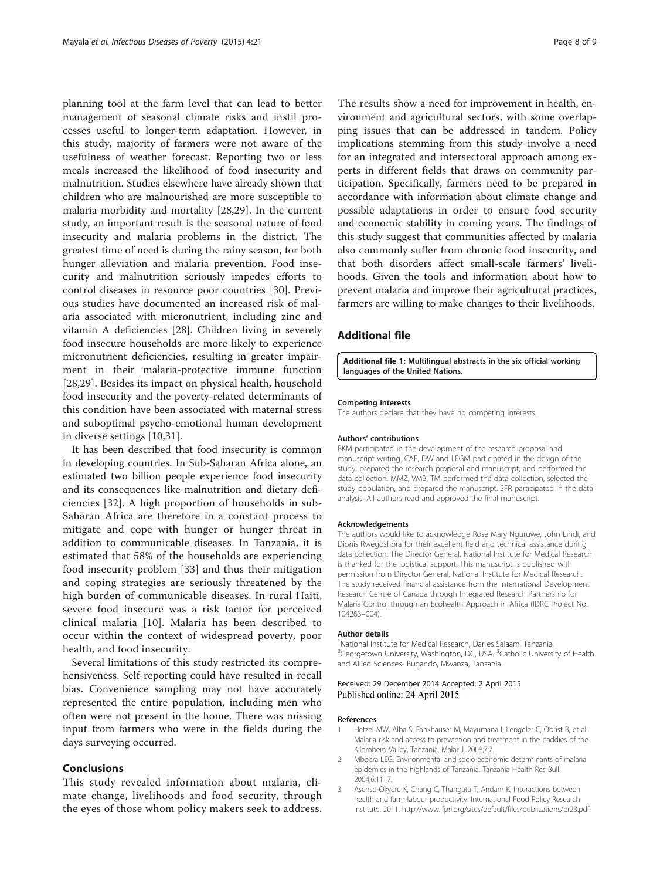planning tool at the farm level that can lead to better management of seasonal climate risks and instil processes useful to longer-term adaptation. However, in this study, majority of farmers were not aware of the usefulness of weather forecast. Reporting two or less meals increased the likelihood of food insecurity and malnutrition. Studies elsewhere have already shown that children who are malnourished are more susceptible to malaria morbidity and mortality [28,29]. In the current study, an important result is the seasonal nature of food insecurity and malaria problems in the district. The greatest time of need is during the rainy season, for both hunger alleviation and malaria prevention. Food insecurity and malnutrition seriously impedes efforts to control diseases in resource poor countries [30]. Previous studies have documented an increased risk of malaria associated with micronutrient, including zinc and vitamin A deficiencies [28]. Children living in severely food insecure households are more likely to experience micronutrient deficiencies, resulting in greater impairment in their malaria-protective immune function [28,29]. Besides its impact on physical health, household food insecurity and the poverty-related determinants of this condition have been associated with maternal stress and suboptimal psycho-emotional human development in diverse settings [10,31].

It has been described that food insecurity is common in developing countries. In Sub-Saharan Africa alone, an estimated two billion people experience food insecurity and its consequences like malnutrition and dietary deficiencies [32]. A high proportion of households in sub-Saharan Africa are therefore in a constant process to mitigate and cope with hunger or hunger threat in addition to communicable diseases. In Tanzania, it is estimated that 58% of the households are experiencing food insecurity problem [33] and thus their mitigation and coping strategies are seriously threatened by the high burden of communicable diseases. In rural Haiti, severe food insecure was a risk factor for perceived clinical malaria [10]. Malaria has been described to occur within the context of widespread poverty, poor health, and food insecurity.

Several limitations of this study restricted its comprehensiveness. Self-reporting could have resulted in recall bias. Convenience sampling may not have accurately represented the entire population, including men who often were not present in the home. There was missing input from farmers who were in the fields during the days surveying occurred.

## Conclusions

This study revealed information about malaria, climate change, livelihoods and food security, through the eyes of those whom policy makers seek to address. The results show a need for improvement in health, environment and agricultural sectors, with some overlapping issues that can be addressed in tandem. Policy implications stemming from this study involve a need for an integrated and intersectoral approach among experts in different fields that draws on community participation. Specifically, farmers need to be prepared in accordance with information about climate change and possible adaptations in order to ensure food security and economic stability in coming years. The findings of this study suggest that communities affected by malaria also commonly suffer from chronic food insecurity, and that both disorders affect small-scale farmers' livelihoods. Given the tools and information about how to prevent malaria and improve their agricultural practices, farmers are willing to make changes to their livelihoods.

## Additional file

**Additional file 1: Multilingual abstracts in the six official working languages of the United Nations.**

#### Competing interests

The authors declare that they have no competing interests.

#### Authors' contributions

BKM participated in the development of the research proposal and manuscript writing. CAF, DW and LEGM participated in the design of the study, prepared the research proposal and manuscript, and performed the data collection. MMZ, VMB, TM performed the data collection, selected the study population, and prepared the manuscript. SFR participated in the data analysis. All authors read and approved the final manuscript.

#### Acknowledgements

The authors would like to acknowledge Rose Mary Nguruwe, John Lindi, and Dionis Rwegoshora for their excellent field and technical assistance during data collection. The Director General, National Institute for Medical Research is thanked for the logistical support. This manuscript is published with permission from Director General, National Institute for Medical Research. The study received financial assistance from the International Development Research Centre of Canada through Integrated Research Partnership for Malaria Control through an Ecohealth Approach in Africa (IDRC Project No. 104263–004).

#### Author details

[1]National Institute for Medical Research, Dar es Salaam, Tanzania. [2]Georgetown University, Washington, DC, USA. [3]Catholic University of Health and Allied Sciences- Bugando, Mwanza, Tanzania.

Received: 29 December 2014 Accepted: 2 April 2015
Published online: 24 April 2015

#### References

1. Hetzel MW, Alba S, Fankhauser M, Mayumana I, Lengeler C, Obrist B, et al. Malaria risk and access to prevention and treatment in the paddies of the Kilombero Valley, Tanzania. Malar J. 2008;7:7.
2. Mboera LEG. Environmental and socio-economic determinants of malaria epidemics in the highlands of Tanzania. Tanzania Health Res Bull. 2004;6:11–7.
3. Asenso-Okyere K, Chang C, Thangata T, Andam K. Interactions between health and farm-labour productivity. International Food Policy Research Institute. 2011. http://www.ifpri.org/sites/default/files/publications/pr23.pdf.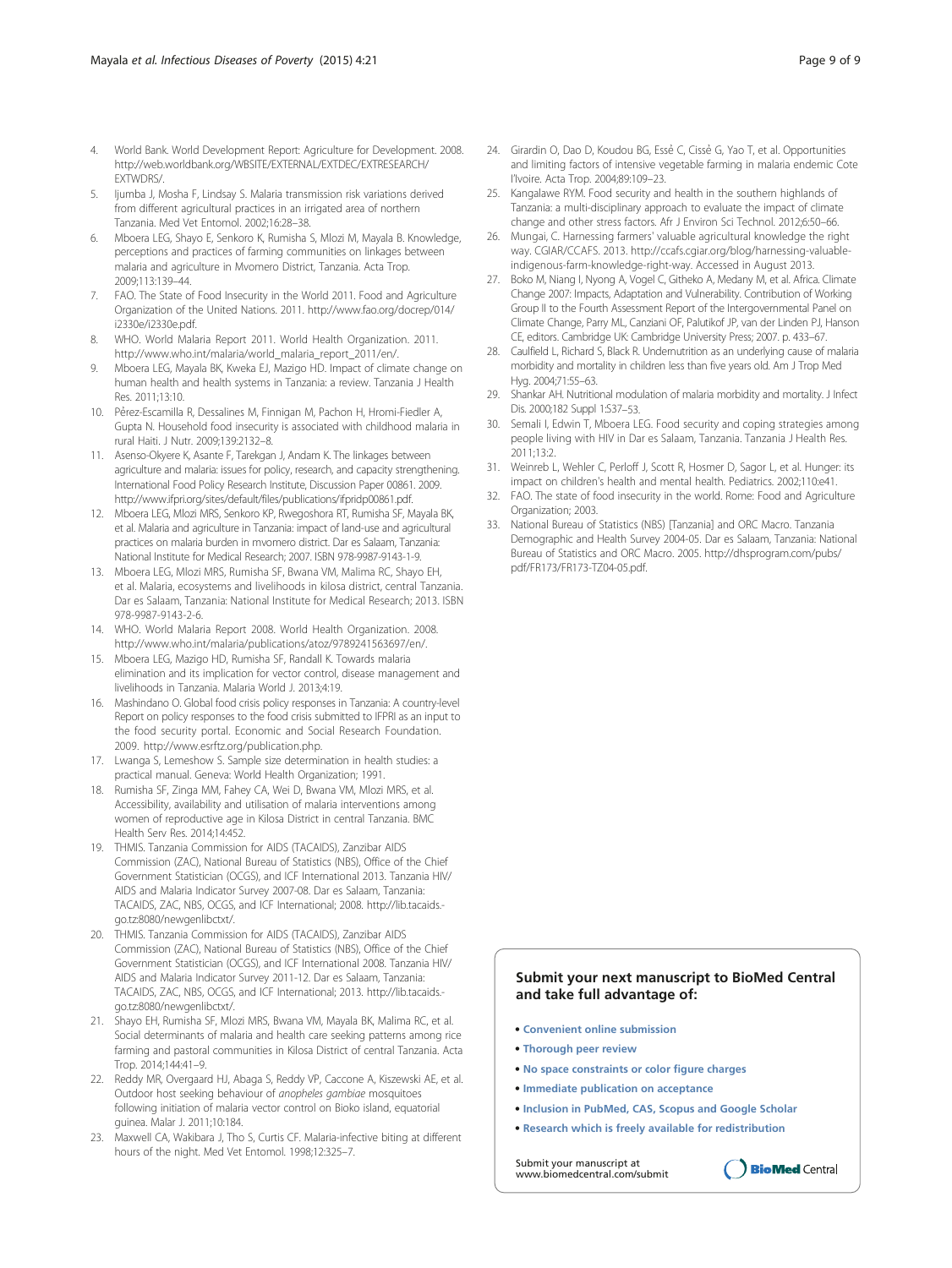4. World Bank. World Development Report: Agriculture for Development. 2008. http://web.worldbank.org/WBSITE/EXTERNAL/EXTDEC/EXTRESEARCH/EXTWDRS/.
5. Ijumba J, Mosha F, Lindsay S. Malaria transmission risk variations derived from different agricultural practices in an irrigated area of northern Tanzania. Med Vet Entomol. 2002;16:28–38.
6. Mboera LEG, Shayo E, Senkoro K, Rumisha S, Mlozi M, Mayala B. Knowledge, perceptions and practices of farming communities on linkages between malaria and agriculture in Mvomero District, Tanzania. Acta Trop. 2009;113:139–44.
7. FAO. The State of Food Insecurity in the World 2011. Food and Agriculture Organization of the United Nations. 2011. http://www.fao.org/docrep/014/i2330e/i2330e.pdf.
8. WHO. World Malaria Report 2011. World Health Organization. 2011. http://www.who.int/malaria/world_malaria_report_2011/en/.
9. Mboera LEG, Mayala BK, Kweka EJ, Mazigo HD. Impact of climate change on human health and health systems in Tanzania: a review. Tanzania J Health Res. 2011;13:10.
10. Pérez-Escamilla R, Dessalines M, Finnigan M, Pachon H, Hromi-Fiedler A, Gupta N. Household food insecurity is associated with childhood malaria in rural Haiti. J Nutr. 2009;139:2132–8.
11. Asenso-Okyere K, Asante F, Tarekgan J, Andam K. The linkages between agriculture and malaria: issues for policy, research, and capacity strengthening. International Food Policy Research Institute, Discussion Paper 00861. 2009. http://www.ifpri.org/sites/default/files/publications/ifpridp00861.pdf.
12. Mboera LEG, Mlozi MRS, Senkoro KP, Rwegoshora RT, Rumisha SF, Mayala BK, et al. Malaria and agriculture in Tanzania: impact of land-use and agricultural practices on malaria burden in mvomero district. Dar es Salaam, Tanzania: National Institute for Medical Research; 2007. ISBN 978-9987-9143-1-9.
13. Mboera LEG, Mlozi MRS, Rumisha SF, Bwana VM, Malima RC, Shayo EH, et al. Malaria, ecosystems and livelihoods in kilosa district, central Tanzania. Dar es Salaam, Tanzania: National Institute for Medical Research; 2013. ISBN 978-9987-9143-2-6.
14. WHO. World Malaria Report 2008. World Health Organization. 2008. http://www.who.int/malaria/publications/atoz/9789241563697/en/.
15. Mboera LEG, Mazigo HD, Rumisha SF, Randall K. Towards malaria elimination and its implication for vector control, disease management and livelihoods in Tanzania. Malaria World J. 2013;4:19.
16. Mashindano O. Global food crisis policy responses in Tanzania: A country-level Report on policy responses to the food crisis submitted to IFPRI as an input to the food security portal. Economic and Social Research Foundation. 2009. http://www.esrftz.org/publication.php.
17. Lwanga S, Lemeshow S. Sample size determination in health studies: a practical manual. Geneva: World Health Organization; 1991.
18. Rumisha SF, Zinga MM, Fahey CA, Wei D, Bwana VM, Mlozi MRS, et al. Accessibility, availability and utilisation of malaria interventions among women of reproductive age in Kilosa District in central Tanzania. BMC Health Serv Res. 2014;14:452.
19. THMIS. Tanzania Commission for AIDS (TACAIDS), Zanzibar AIDS Commission (ZAC), National Bureau of Statistics (NBS), Office of the Chief Government Statistician (OCGS), and ICF International 2013. Tanzania HIV/AIDS and Malaria Indicator Survey 2007-08. Dar es Salaam, Tanzania: TACAIDS, ZAC, NBS, OCGS, and ICF International; 2008. http://lib.tacaids.go.tz:8080/newgenlibctxt/.
20. THMIS. Tanzania Commission for AIDS (TACAIDS), Zanzibar AIDS Commission (ZAC), National Bureau of Statistics (NBS), Office of the Chief Government Statistician (OCGS), and ICF International 2008. Tanzania HIV/AIDS and Malaria Indicator Survey 2011-12. Dar es Salaam, Tanzania: TACAIDS, ZAC, NBS, OCGS, and ICF International; 2013. http://lib.tacaids.go.tz:8080/newgenlibctxt/.
21. Shayo EH, Rumisha SF, Mlozi MRS, Bwana VM, Mayala BK, Malima RC, et al. Social determinants of malaria and health care seeking patterns among rice farming and pastoral communities in Kilosa District of central Tanzania. Acta Trop. 2014;144:41–9.
22. Reddy MR, Overgaard HJ, Abaga S, Reddy VP, Caccone A, Kiszewski AE, et al. Outdoor host seeking behaviour of *anopheles gambiae* mosquitoes following initiation of malaria vector control on Bioko island, equatorial guinea. Malar J. 2011;10:184.
23. Maxwell CA, Wakibara J, Tho S, Curtis CF. Malaria-infective biting at different hours of the night. Med Vet Entomol. 1998;12:325–7.
24. Girardin O, Dao D, Koudou BG, Essè C, Cissè G, Yao T, et al. Opportunities and limiting factors of intensive vegetable farming in malaria endemic Cote I'Ivoire. Acta Trop. 2004;89:109–23.
25. Kangalawe RYM. Food security and health in the southern highlands of Tanzania: a multi-disciplinary approach to evaluate the impact of climate change and other stress factors. Afr J Environ Sci Technol. 2012;6:50–66.
26. Mungai, C. Harnessing farmers' valuable agricultural knowledge the right way. CGIAR/CCAFS. 2013. http://ccafs.cgiar.org/blog/harnessing-valuable-indigenous-farm-knowledge-right-way. Accessed in August 2013.
27. Boko M, Niang I, Nyong A, Vogel C, Githeko A, Medany M, et al. Africa. Climate Change 2007: Impacts, Adaptation and Vulnerability. Contribution of Working Group II to the Fourth Assessment Report of the Intergovernmental Panel on Climate Change, Parry ML, Canziani OF, Palutikof JP, van der Linden PJ, Hanson CE, editors. Cambridge UK: Cambridge University Press; 2007. p. 433–67.
28. Caulfield L, Richard S, Black R. Undernutrition as an underlying cause of malaria morbidity and mortality in children less than five years old. Am J Trop Med Hyg. 2004;71:55–63.
29. Shankar AH. Nutritional modulation of malaria morbidity and mortality. J Infect Dis. 2000;182 Suppl 1:S37–53.
30. Semali I, Edwin T, Mboera LEG. Food security and coping strategies among people living with HIV in Dar es Salaam, Tanzania. Tanzania J Health Res. 2011;13:2.
31. Weinreb L, Wehler C, Perloff J, Scott R, Hosmer D, Sagor L, et al. Hunger: its impact on children's health and mental health. Pediatrics. 2002;110:e41.
32. FAO. The state of food insecurity in the world. Rome: Food and Agriculture Organization; 2003.
33. National Bureau of Statistics (NBS) [Tanzania] and ORC Macro. Tanzania Demographic and Health Survey 2004-05. Dar es Salaam, Tanzania: National Bureau of Statistics and ORC Macro. 2005. http://dhsprogram.com/pubs/pdf/FR173/FR173-TZ04-05.pdf.

**Submit your next manuscript to BioMed Central and take full advantage of:**

- **Convenient online submission**
- **Thorough peer review**
- **No space constraints or color figure charges**
- **Immediate publication on acceptance**
- **Inclusion in PubMed, CAS, Scopus and Google Scholar**
- **Research which is freely available for redistribution**

Submit your manuscript at www.biomedcentral.com/submit

BioMed Central